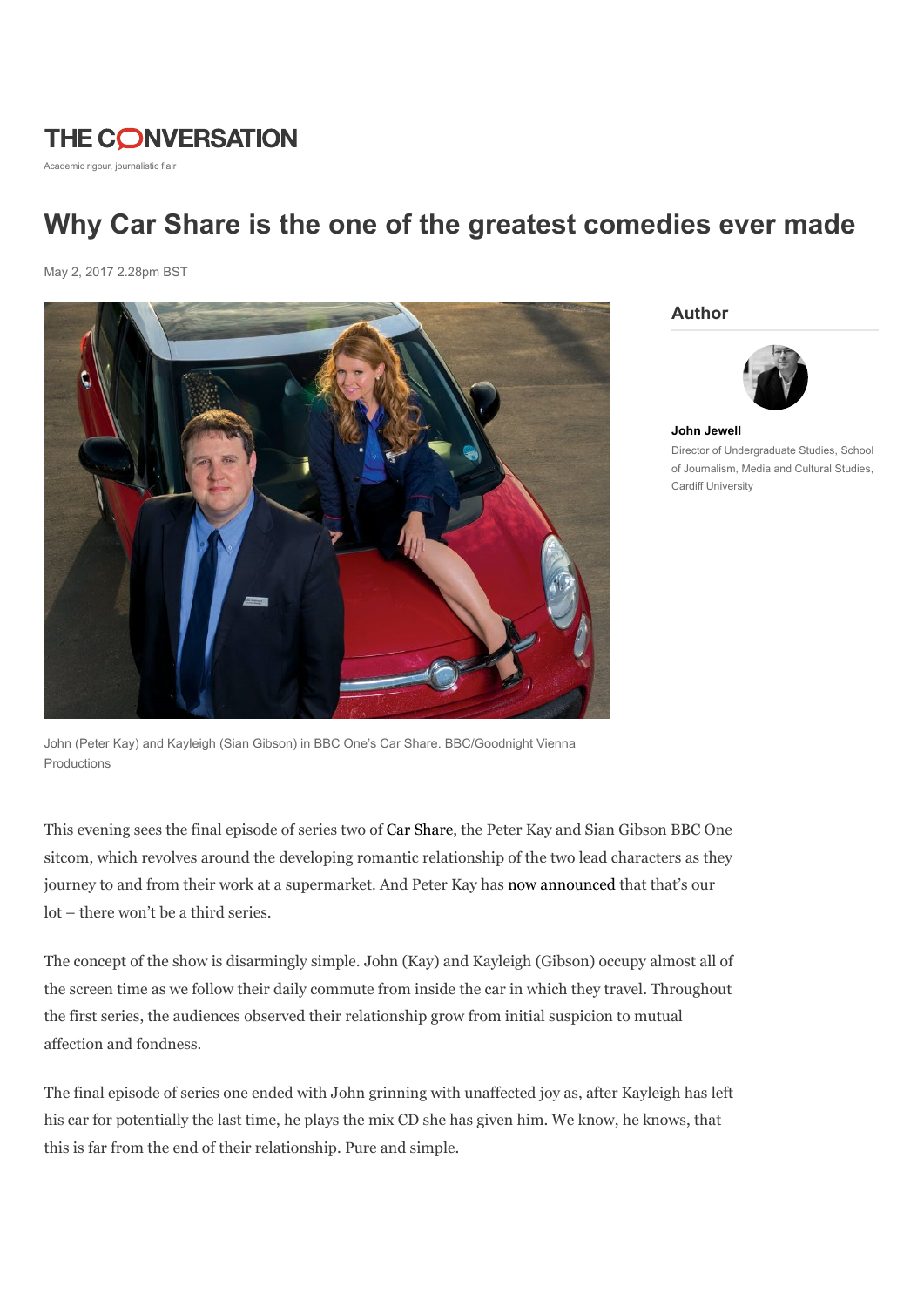THE CONVERSATION

Academic rigour, journalistic flair

# Why Car Share is the one of the greatest comedies ever made

May 2, 2017 2.28pm BST

John (Peter Kay) and Kayleigh (Sian Gibson) in BBC One's Car Share. BBC/Goodnight Vienna Productions

## Author

**John Jewell**

Director of Undergraduate Studies, School of Journalism, Media and Cultural Studies, Cardiff University

This evening sees the final episode of series two of Car Share, the Peter Kay and Sian Gibson BBC One sitcom, which revolves around the developing romantic relationship of the two lead characters as they journey to and from their work at a supermarket. And Peter Kay has now announced that that's our lot – there won't be a third series.

The concept of the show is disarmingly simple. John (Kay) and Kayleigh (Gibson) occupy almost all of the screen time as we follow their daily commute from inside the car in which they travel. Throughout the first series, the audiences observed their relationship grow from initial suspicion to mutual affection and fondness.

The final episode of series one ended with John grinning with unaffected joy as, after Kayleigh has left his car for potentially the last time, he plays the mix CD she has given him. We know, he knows, that this is far from the end of their relationship. Pure and simple.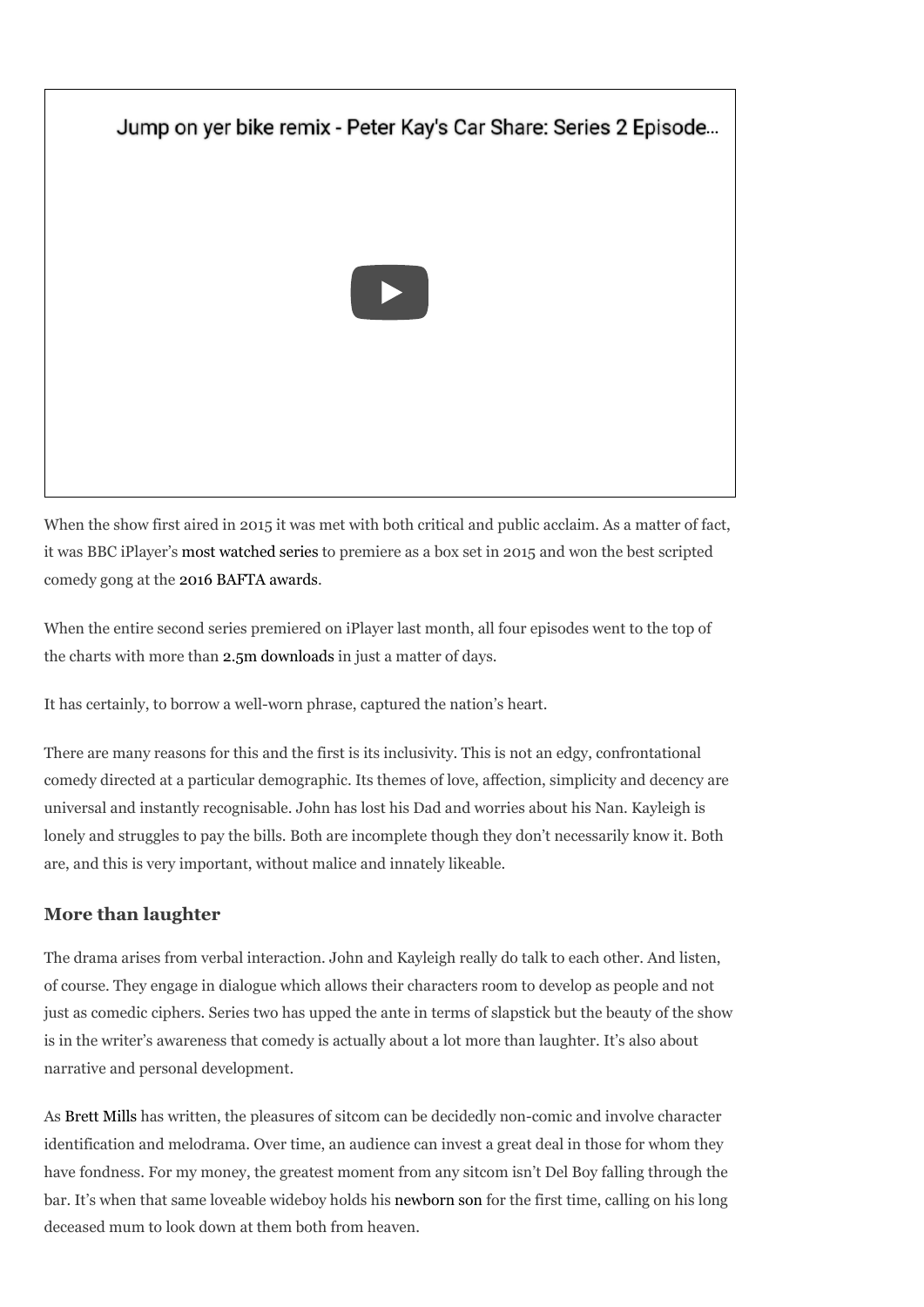Jump on yer bike remix - Peter Kay's Car Share: Series 2 Episode...

When the show first aired in 2015 it was met with both critical and public acclaim. As a matter of fact, it was BBC iPlayer's most watched series to premiere as a box set in 2015 and won the best scripted comedy gong at the 2016 BAFTA awards.

When the entire second series premiered on iPlayer last month, all four episodes went to the top of the charts with more than 2.5m downloads in just a matter of days.

It has certainly, to borrow a well-worn phrase, captured the nation's heart.

There are many reasons for this and the first is its inclusivity. This is not an edgy, confrontational comedy directed at a particular demographic. Its themes of love, affection, simplicity and decency are universal and instantly recognisable. John has lost his Dad and worries about his Nan. Kayleigh is lonely and struggles to pay the bills. Both are incomplete though they don't necessarily know it. Both are, and this is very important, without malice and innately likeable.

### More than laughter

The drama arises from verbal interaction. John and Kayleigh really do talk to each other. And listen, of course. They engage in dialogue which allows their characters room to develop as people and not just as comedic ciphers. Series two has upped the ante in terms of slapstick but the beauty of the show is in the writer's awareness that comedy is actually about a lot more than laughter. It's also about narrative and personal development.

As Brett Mills has written, the pleasures of sitcom can be decidedly non-comic and involve character identification and melodrama. Over time, an audience can invest a great deal in those for whom they have fondness. For my money, the greatest moment from any sitcom isn't Del Boy falling through the bar. It's when that same loveable wideboy holds his newborn son for the first time, calling on his long deceased mum to look down at them both from heaven.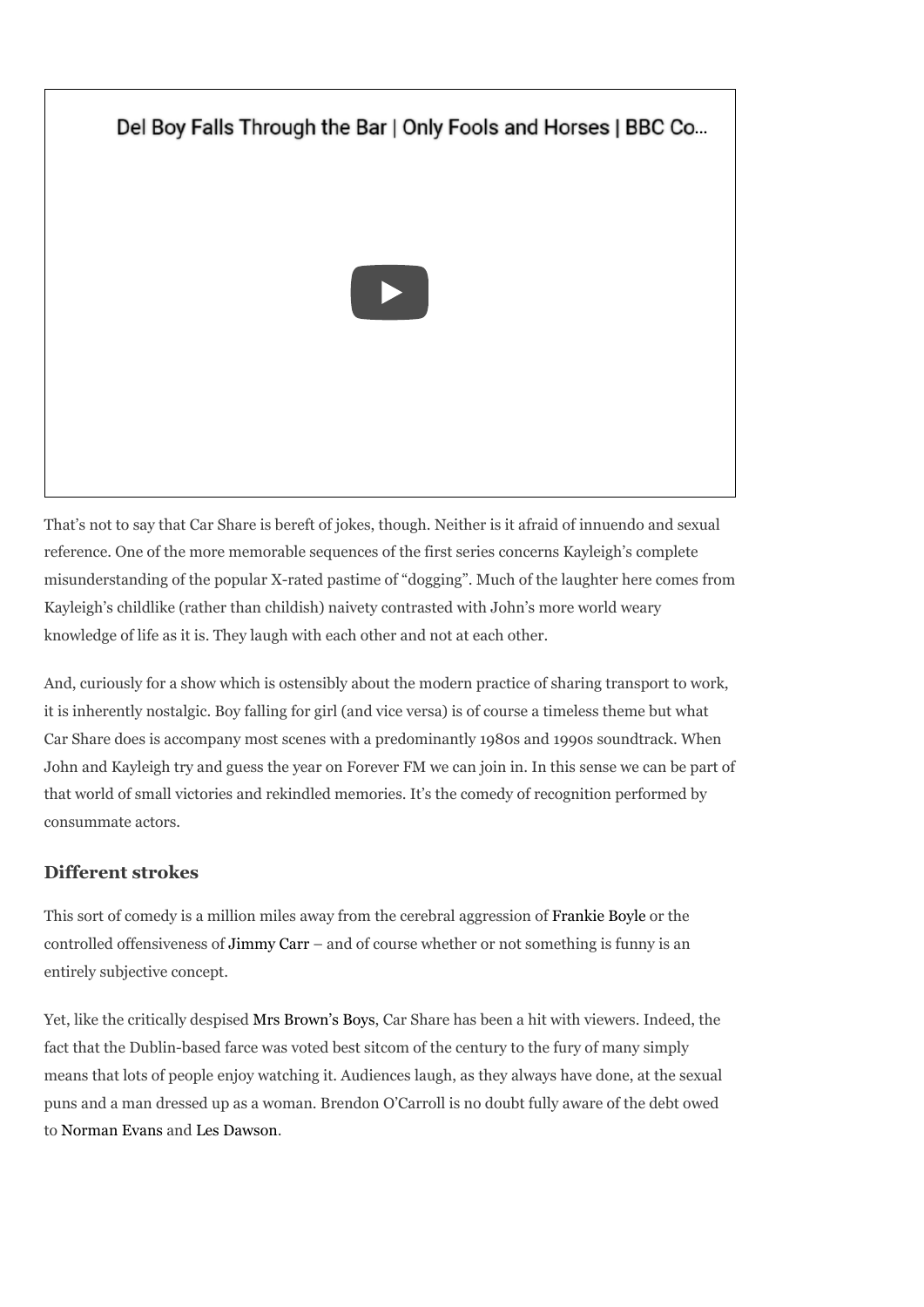Del Boy Falls Through the Bar | Only Fools and Horses | BBC Co...

That's not to say that Car Share is bereft of jokes, though. Neither is it afraid of innuendo and sexual reference. One of the more memorable sequences of the first series concerns Kayleigh's complete misunderstanding of the popular X-rated pastime of "dogging". Much of the laughter here comes from Kayleigh's childlike (rather than childish) naivety contrasted with John's more world weary knowledge of life as it is. They laugh with each other and not at each other.

And, curiously for a show which is ostensibly about the modern practice of sharing transport to work, it is inherently nostalgic. Boy falling for girl (and vice versa) is of course a timeless theme but what Car Share does is accompany most scenes with a predominantly 1980s and 1990s soundtrack. When John and Kayleigh try and guess the year on Forever FM we can join in. In this sense we can be part of that world of small victories and rekindled memories. It's the comedy of recognition performed by consummate actors.

### Different strokes

This sort of comedy is a million miles away from the cerebral aggression of Frankie Boyle or the controlled offensiveness of Jimmy Carr – and of course whether or not something is funny is an entirely subjective concept.

Yet, like the critically despised Mrs Brown's Boys, Car Share has been a hit with viewers. Indeed, the fact that the Dublin-based farce was voted best sitcom of the century to the fury of many simply means that lots of people enjoy watching it. Audiences laugh, as they always have done, at the sexual puns and a man dressed up as a woman. Brendon O'Carroll is no doubt fully aware of the debt owed to Norman Evans and Les Dawson.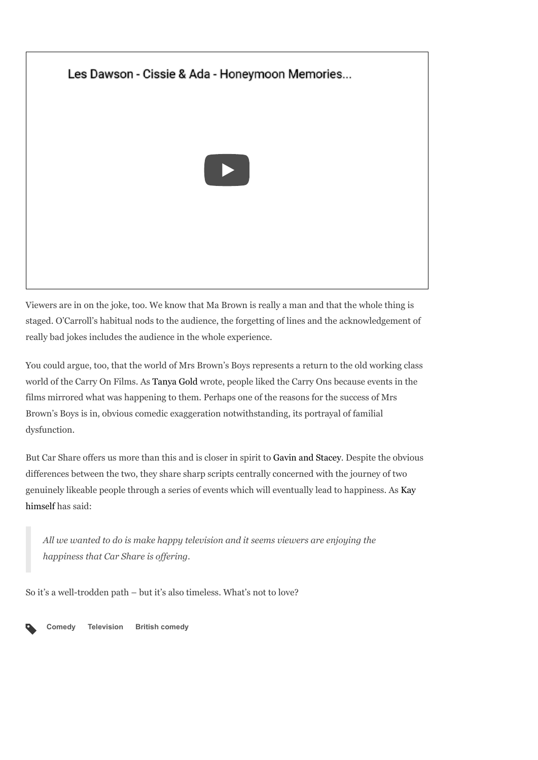Les Dawson - Cissie & Ada - Honeymoon Memories...

Viewers are in on the joke, too. We know that Ma Brown is really a man and that the whole thing is staged. O'Carroll's habitual nods to the audience, the forgetting of lines and the acknowledgement of really bad jokes includes the audience in the whole experience.

You could argue, too, that the world of Mrs Brown's Boys represents a return to the old working class world of the Carry On Films. As Tanya Gold wrote, people liked the Carry Ons because events in the films mirrored what was happening to them. Perhaps one of the reasons for the success of Mrs Brown's Boys is in, obvious comedic exaggeration notwithstanding, its portrayal of familial dysfunction.

But Car Share offers us more than this and is closer in spirit to Gavin and Stacey. Despite the obvious differences between the two, they share sharp scripts centrally concerned with the journey of two genuinely likeable people through a series of events which will eventually lead to happiness. As Kay himself has said:

> *All we wanted to do is make happy television and it seems viewers are enjoying the happiness that Car Share is offering.*

So it's a well-trodden path – but it's also timeless. What's not to love?

**Comedy** **Television** **British comedy**